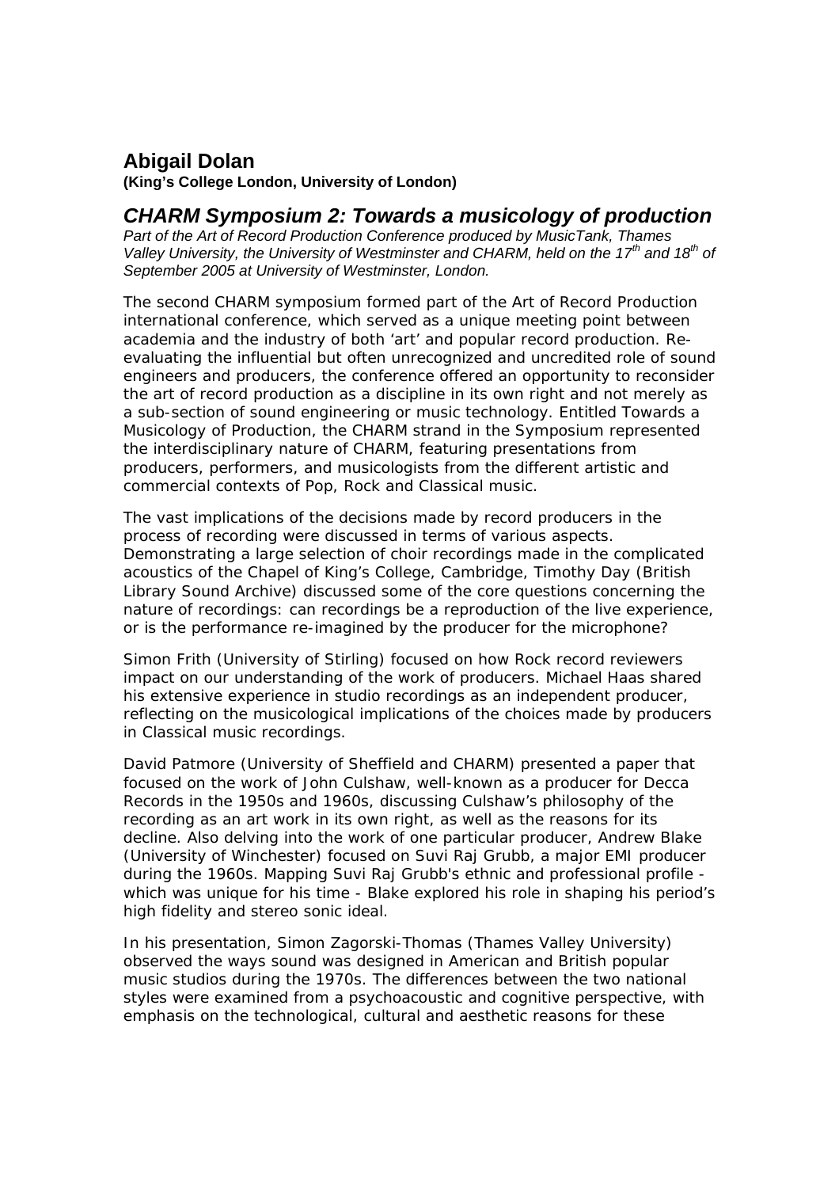# Abigail Dolan

**(King's College London, University of London)**

## *CHARM Symposium 2: Towards a musicology of production*

*Part of the Art of Record Production Conference produced by MusicTank, Thames Valley University, the University of Westminster and CHARM, held on the 17th and 18th of September 2005 at University of Westminster, London.*

The second CHARM symposium formed part of the Art of Record Production international conference, which served as a unique meeting point between academia and the industry of both 'art' and popular record production. Re-evaluating the influential but often unrecognized and uncredited role of sound engineers and producers, the conference offered an opportunity to reconsider the art of record production as a discipline in its own right and not merely as a sub-section of sound engineering or music technology. Entitled Towards a Musicology of Production, the CHARM strand in the Symposium represented the interdisciplinary nature of CHARM, featuring presentations from producers, performers, and musicologists from the different artistic and commercial contexts of Pop, Rock and Classical music.

The vast implications of the decisions made by record producers in the process of recording were discussed in terms of various aspects. Demonstrating a large selection of choir recordings made in the complicated acoustics of the Chapel of King's College, Cambridge, Timothy Day (British Library Sound Archive) discussed some of the core questions concerning the nature of recordings: can recordings be a reproduction of the live experience, or is the performance re-imagined by the producer for the microphone?

Simon Frith (University of Stirling) focused on how Rock record reviewers impact on our understanding of the work of producers. Michael Haas shared his extensive experience in studio recordings as an independent producer, reflecting on the musicological implications of the choices made by producers in Classical music recordings.

David Patmore (University of Sheffield and CHARM) presented a paper that focused on the work of John Culshaw, well-known as a producer for Decca Records in the 1950s and 1960s, discussing Culshaw's philosophy of the recording as an art work in its own right, as well as the reasons for its decline. Also delving into the work of one particular producer, Andrew Blake (University of Winchester) focused on Suvi Raj Grubb, a major EMI producer during the 1960s. Mapping Suvi Raj Grubb's ethnic and professional profile - which was unique for his time - Blake explored his role in shaping his period's high fidelity and stereo sonic ideal.

In his presentation, Simon Zagorski-Thomas (Thames Valley University) observed the ways sound was designed in American and British popular music studios during the 1970s. The differences between the two national styles were examined from a psychoacoustic and cognitive perspective, with emphasis on the technological, cultural and aesthetic reasons for these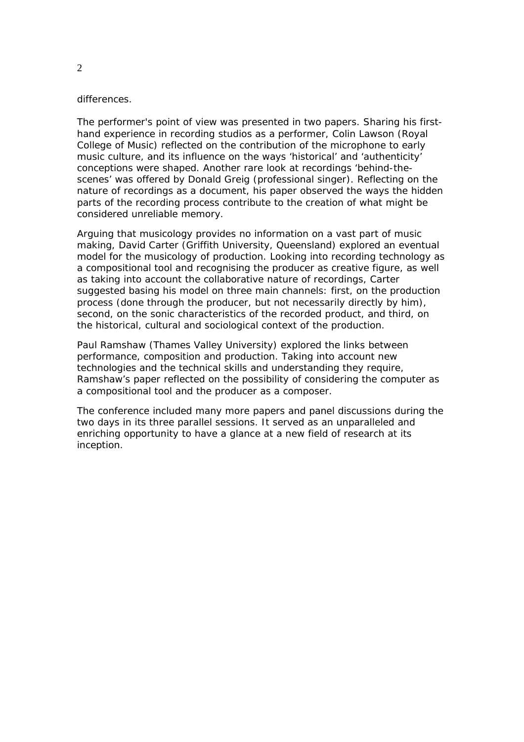differences.

The performer's point of view was presented in two papers. Sharing his first-hand experience in recording studios as a performer, Colin Lawson (Royal College of Music) reflected on the contribution of the microphone to early music culture, and its influence on the ways 'historical' and 'authenticity' conceptions were shaped. Another rare look at recordings 'behind-the-scenes' was offered by Donald Greig (professional singer). Reflecting on the nature of recordings as a document, his paper observed the ways the hidden parts of the recording process contribute to the creation of what might be considered unreliable memory.

Arguing that musicology provides no information on a vast part of music making, David Carter (Griffith University, Queensland) explored an eventual model for the musicology of production. Looking into recording technology as a compositional tool and recognising the producer as creative figure, as well as taking into account the collaborative nature of recordings, Carter suggested basing his model on three main channels: first, on the production process (done through the producer, but not necessarily directly by him), second, on the sonic characteristics of the recorded product, and third, on the historical, cultural and sociological context of the production.

Paul Ramshaw (Thames Valley University) explored the links between performance, composition and production. Taking into account new technologies and the technical skills and understanding they require, Ramshaw's paper reflected on the possibility of considering the computer as a compositional tool and the producer as a composer.

The conference included many more papers and panel discussions during the two days in its three parallel sessions. It served as an unparalleled and enriching opportunity to have a glance at a new field of research at its inception.